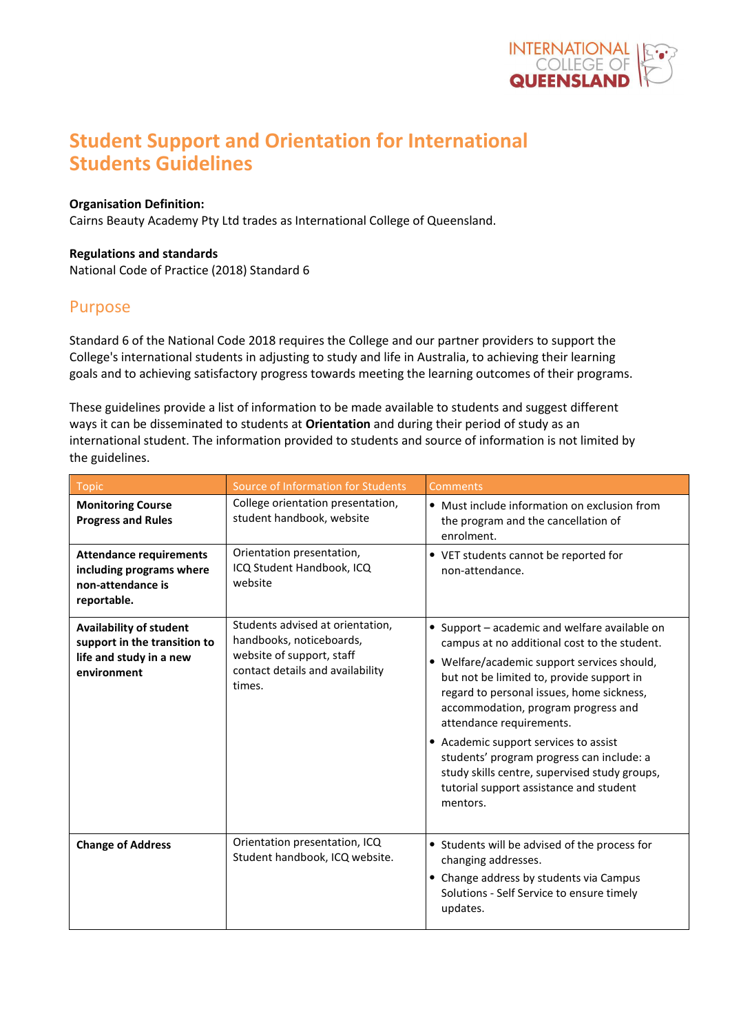# Student Support and Orientation for International Students Guidelines

**Organisation Definition:**
Cairns Beauty Academy Pty Ltd trades as International College of Queensland.

**Regulations and standards**
National Code of Practice (2018) Standard 6

## Purpose

Standard 6 of the National Code 2018 requires the College and our partner providers to support the College's international students in adjusting to study and life in Australia, to achieving their learning goals and to achieving satisfactory progress towards meeting the learning outcomes of their programs.

These guidelines provide a list of information to be made available to students and suggest different ways it can be disseminated to students at **Orientation** and during their period of study as an international student. The information provided to students and source of information is not limited by the guidelines.

| Topic | Source of Information for Students | Comments |
|---|---|---|
| **Monitoring Course Progress and Rules** | College orientation presentation, student handbook, website | • Must include information on exclusion from the program and the cancellation of enrolment. |
| **Attendance requirements including programs where non-attendance is reportable.** | Orientation presentation, ICQ Student Handbook, ICQ website | • VET students cannot be reported for non-attendance. |
| **Availability of student support in the transition to life and study in a new environment** | Students advised at orientation, handbooks, noticeboards, website of support, staff contact details and availability times. | • Support – academic and welfare available on campus at no additional cost to the student. <br> • Welfare/academic support services should, but not be limited to, provide support in regard to personal issues, home sickness, accommodation, program progress and attendance requirements. <br> • Academic support services to assist students' program progress can include: a study skills centre, supervised study groups, tutorial support assistance and student mentors. |
| **Change of Address** | Orientation presentation, ICQ Student handbook, ICQ website. | • Students will be advised of the process for changing addresses. <br> • Change address by students via Campus Solutions - Self Service to ensure timely updates. |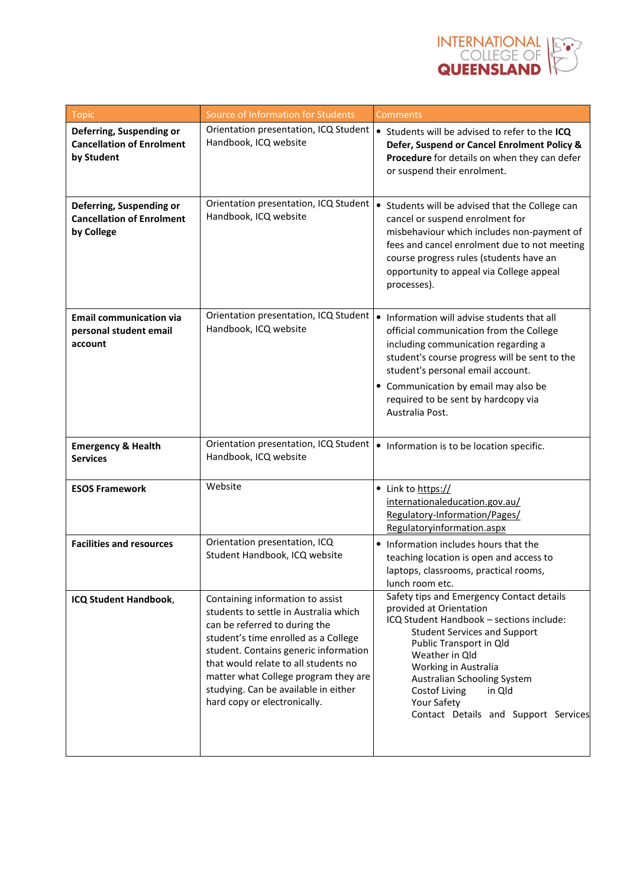| Topic | Source of Information for Students | Comments |
|---|---|---|
| **Deferring, Suspending or Cancellation of Enrolment by Student** | Orientation presentation, ICQ Student Handbook, ICQ website | • Students will be advised to refer to the **ICQ Defer, Suspend or Cancel Enrolment Policy & Procedure** for details on when they can defer or suspend their enrolment. |
| **Deferring, Suspending or Cancellation of Enrolment by College** | Orientation presentation, ICQ Student Handbook, ICQ website | • Students will be advised that the College can cancel or suspend enrolment for misbehaviour which includes non-payment of fees and cancel enrolment due to not meeting course progress rules (students have an opportunity to appeal via College appeal processes). |
| **Email communication via personal student email account** | Orientation presentation, ICQ Student Handbook, ICQ website | • Information will advise students that all official communication from the College including communication regarding a student's course progress will be sent to the student's personal email account.<br>• Communication by email may also be required to be sent by hardcopy via Australia Post. |
| **Emergency & Health Services** | Orientation presentation, ICQ Student Handbook, ICQ website | • Information is to be location specific. |
| **ESOS Framework** | Website | • Link to https://internationaleducation.gov.au/Regulatory-Information/Pages/Regulatoryinformation.aspx |
| **Facilities and resources** | Orientation presentation, ICQ Student Handbook, ICQ website | • Information includes hours that the teaching location is open and access to laptops, classrooms, practical rooms, lunch room etc. |
| **ICQ Student Handbook**, | Containing information to assist students to settle in Australia which can be referred to during the student's time enrolled as a College student. Contains generic information that would relate to all students no matter what College program they are studying. Can be available in either hard copy or electronically. | Safety tips and Emergency Contact details provided at Orientation<br>ICQ Student Handbook – sections include:<br>Student Services and Support<br>Public Transport in Qld<br>Weather in Qld<br>Working in Australia<br>Australian Schooling System<br>Costof Living in Qld<br>Your Safety<br>Contact Details and Support Services |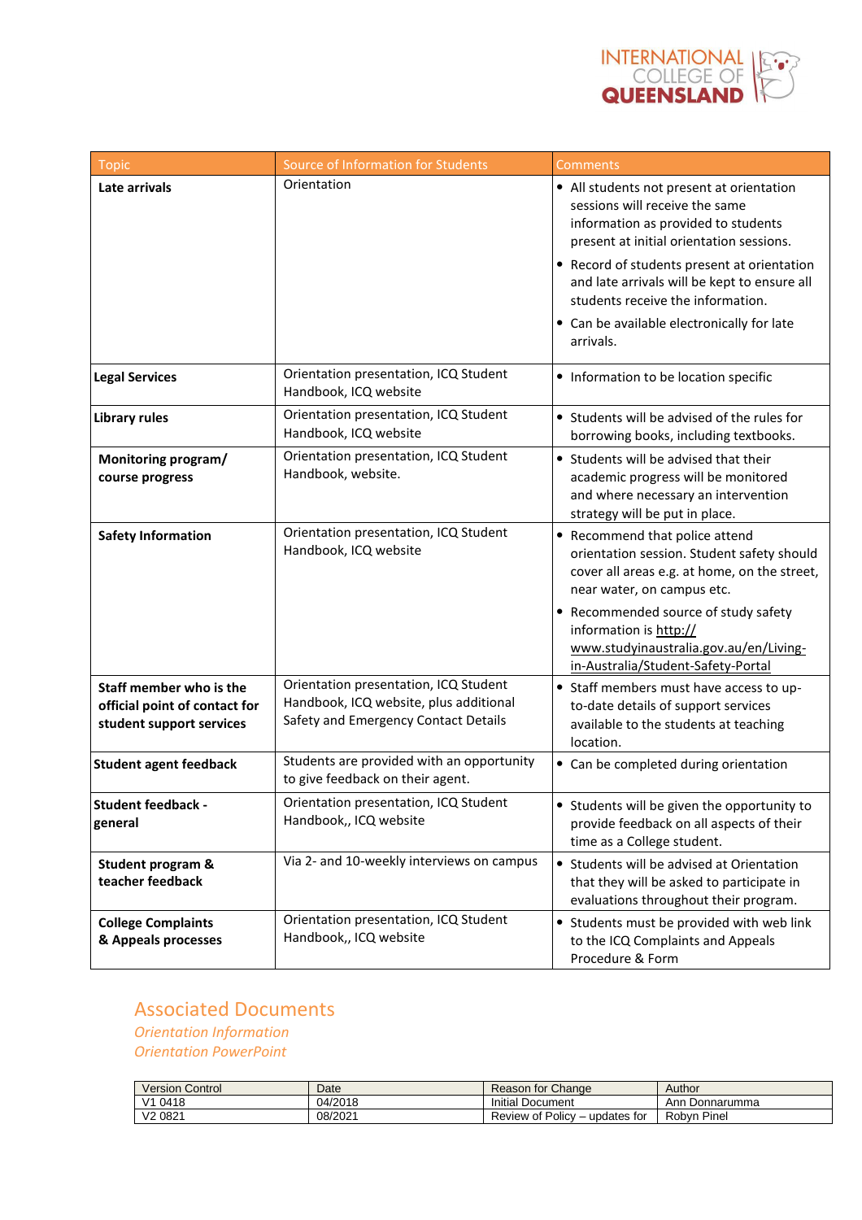| Topic | Source of Information for Students | Comments |
|---|---|---|
| **Late arrivals** | Orientation | • All students not present at orientation sessions will receive the same information as provided to students present at initial orientation sessions.<br>• Record of students present at orientation and late arrivals will be kept to ensure all students receive the information.<br>• Can be available electronically for late arrivals. |
| **Legal Services** | Orientation presentation, ICQ Student Handbook, ICQ website | • Information to be location specific |
| **Library rules** | Orientation presentation, ICQ Student Handbook, ICQ website | • Students will be advised of the rules for borrowing books, including textbooks. |
| **Monitoring program/ course progress** | Orientation presentation, ICQ Student Handbook, website. | • Students will be advised that their academic progress will be monitored and where necessary an intervention strategy will be put in place. |
| **Safety Information** | Orientation presentation, ICQ Student Handbook, ICQ website | • Recommend that police attend orientation session. Student safety should cover all areas e.g. at home, on the street, near water, on campus etc.<br>• Recommended source of study safety information is http:// www.studyinaustralia.gov.au/en/Living-in-Australia/Student-Safety-Portal |
| **Staff member who is the official point of contact for student support services** | Orientation presentation, ICQ Student Handbook, ICQ website, plus additional Safety and Emergency Contact Details | • Staff members must have access to up-to-date details of support services available to the students at teaching location. |
| **Student agent feedback** | Students are provided with an opportunity to give feedback on their agent. | • Can be completed during orientation |
| **Student feedback - general** | Orientation presentation, ICQ Student Handbook,, ICQ website | • Students will be given the opportunity to provide feedback on all aspects of their time as a College student. |
| **Student program & teacher feedback** | Via 2- and 10-weekly interviews on campus | • Students will be advised at Orientation that they will be asked to participate in evaluations throughout their program. |
| **College Complaints & Appeals processes** | Orientation presentation, ICQ Student Handbook,, ICQ website | • Students must be provided with web link to the ICQ Complaints and Appeals Procedure & Form |

## Associated Documents

*Orientation Information*
*Orientation PowerPoint*

| Version Control | Date | Reason for Change | Author |
|---|---|---|---|
| V1 0418 | 04/2018 | Initial Document | Ann Donnarumma |
| V2 0821 | 08/2021 | Review of Policy – updates for | Robyn Pinel |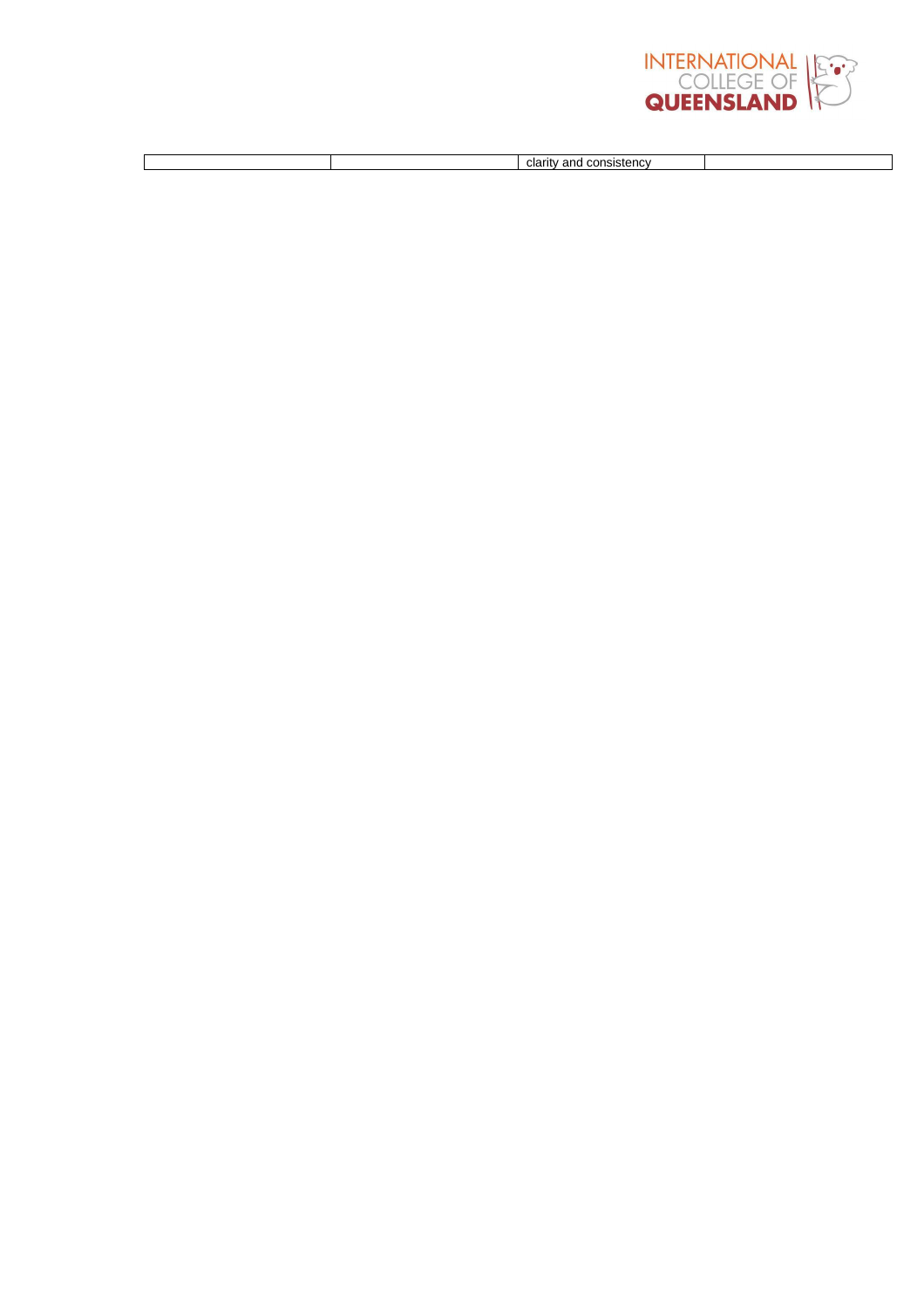| | | | |
|---|---|---|---|
| | | clarity and consistency | |